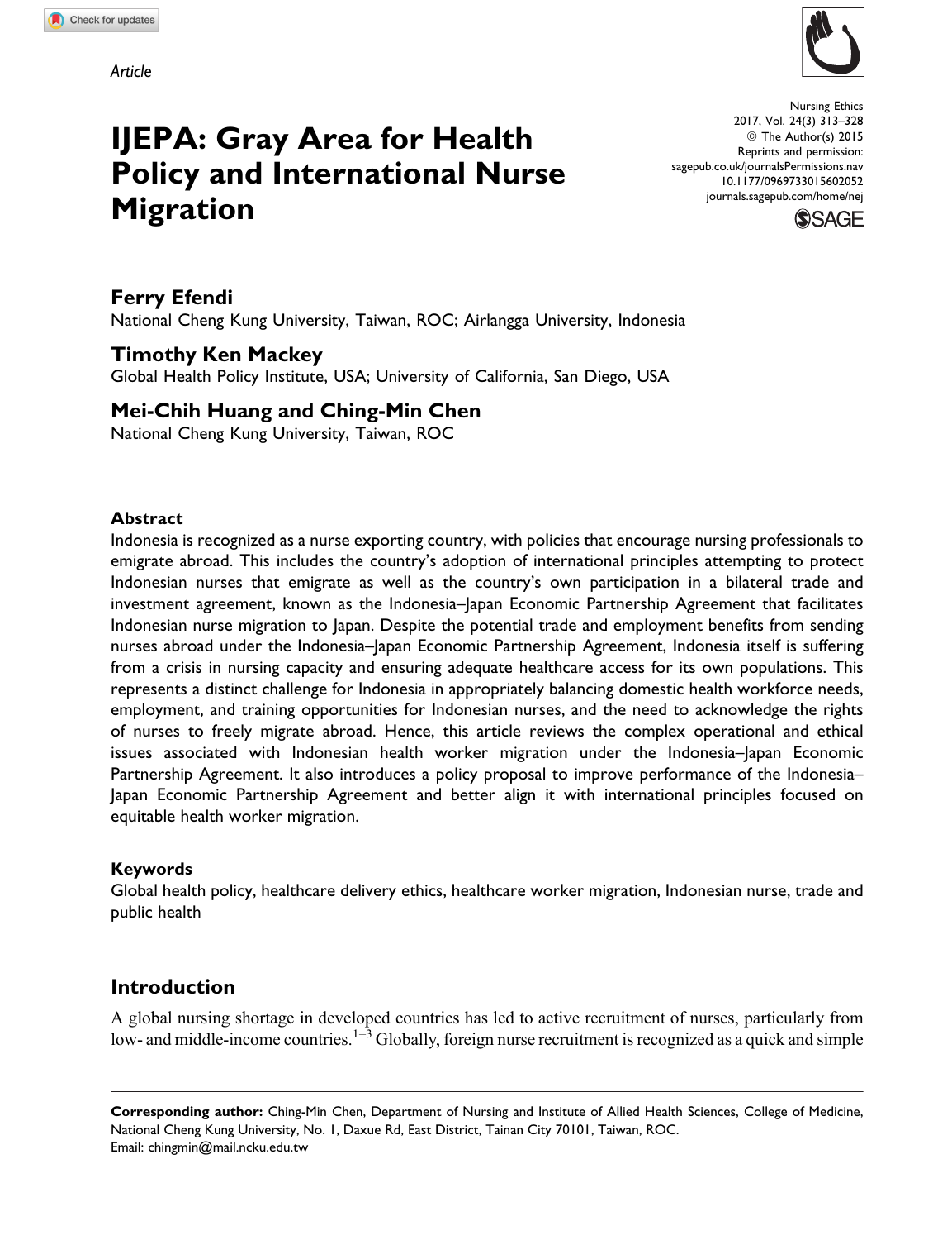Article

# IJEPA: Gray Area for Health Policy and International Nurse Migration

**Ferry Efendi**
National Cheng Kung University, Taiwan, ROC; Airlangga University, Indonesia

**Timothy Ken Mackey**
Global Health Policy Institute, USA; University of California, San Diego, USA

**Mei-Chih Huang and Ching-Min Chen**
National Cheng Kung University, Taiwan, ROC

### Abstract

Indonesia is recognized as a nurse exporting country, with policies that encourage nursing professionals to emigrate abroad. This includes the country's adoption of international principles attempting to protect Indonesian nurses that emigrate as well as the country's own participation in a bilateral trade and investment agreement, known as the Indonesia–Japan Economic Partnership Agreement that facilitates Indonesian nurse migration to Japan. Despite the potential trade and employment benefits from sending nurses abroad under the Indonesia–Japan Economic Partnership Agreement, Indonesia itself is suffering from a crisis in nursing capacity and ensuring adequate healthcare access for its own populations. This represents a distinct challenge for Indonesia in appropriately balancing domestic health workforce needs, employment, and training opportunities for Indonesian nurses, and the need to acknowledge the rights of nurses to freely migrate abroad. Hence, this article reviews the complex operational and ethical issues associated with Indonesian health worker migration under the Indonesia–Japan Economic Partnership Agreement. It also introduces a policy proposal to improve performance of the Indonesia–Japan Economic Partnership Agreement and better align it with international principles focused on equitable health worker migration.

### Keywords

Global health policy, healthcare delivery ethics, healthcare worker migration, Indonesian nurse, trade and public health

## Introduction

A global nursing shortage in developed countries has led to active recruitment of nurses, particularly from low- and middle-income countries.[1–3] Globally, foreign nurse recruitment is recognized as a quick and simple

**Corresponding author:** Ching-Min Chen, Department of Nursing and Institute of Allied Health Sciences, College of Medicine, National Cheng Kung University, No. 1, Daxue Rd, East District, Tainan City 70101, Taiwan, ROC.
Email: chingmin@mail.ncku.edu.tw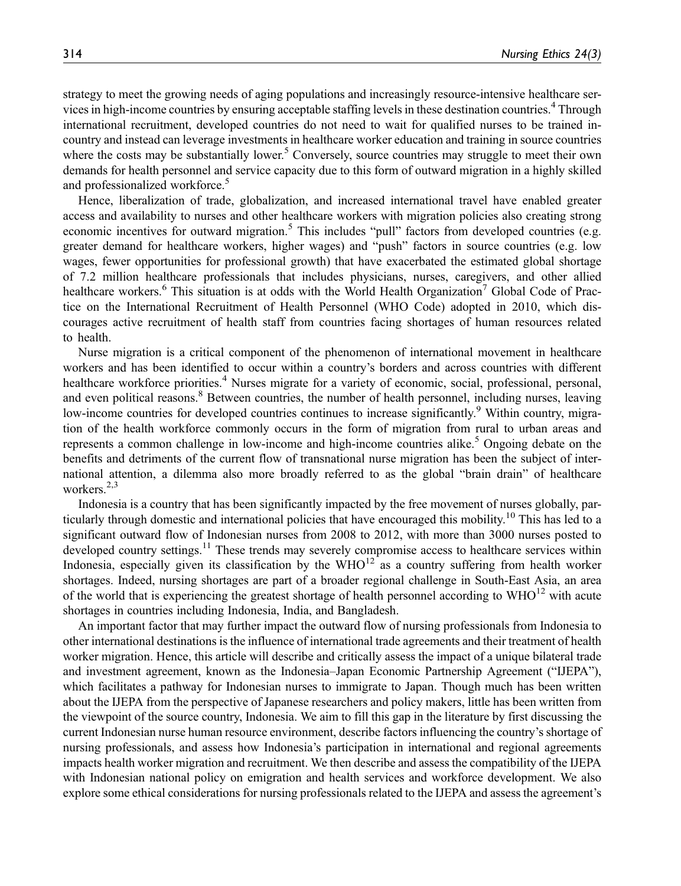strategy to meet the growing needs of aging populations and increasingly resource-intensive healthcare services in high-income countries by ensuring acceptable staffing levels in these destination countries.[4] Through international recruitment, developed countries do not need to wait for qualified nurses to be trained in-country and instead can leverage investments in healthcare worker education and training in source countries where the costs may be substantially lower.[5] Conversely, source countries may struggle to meet their own demands for health personnel and service capacity due to this form of outward migration in a highly skilled and professionalized workforce.[5]

Hence, liberalization of trade, globalization, and increased international travel have enabled greater access and availability to nurses and other healthcare workers with migration policies also creating strong economic incentives for outward migration.[5] This includes "pull" factors from developed countries (e.g. greater demand for healthcare workers, higher wages) and "push" factors in source countries (e.g. low wages, fewer opportunities for professional growth) that have exacerbated the estimated global shortage of 7.2 million healthcare professionals that includes physicians, nurses, caregivers, and other allied healthcare workers.[6] This situation is at odds with the World Health Organization[7] Global Code of Practice on the International Recruitment of Health Personnel (WHO Code) adopted in 2010, which discourages active recruitment of health staff from countries facing shortages of human resources related to health.

Nurse migration is a critical component of the phenomenon of international movement in healthcare workers and has been identified to occur within a country's borders and across countries with different healthcare workforce priorities.[4] Nurses migrate for a variety of economic, social, professional, personal, and even political reasons.[8] Between countries, the number of health personnel, including nurses, leaving low-income countries for developed countries continues to increase significantly.[9] Within country, migration of the health workforce commonly occurs in the form of migration from rural to urban areas and represents a common challenge in low-income and high-income countries alike.[5] Ongoing debate on the benefits and detriments of the current flow of transnational nurse migration has been the subject of international attention, a dilemma also more broadly referred to as the global "brain drain" of healthcare workers.[2,3]

Indonesia is a country that has been significantly impacted by the free movement of nurses globally, particularly through domestic and international policies that have encouraged this mobility.[10] This has led to a significant outward flow of Indonesian nurses from 2008 to 2012, with more than 3000 nurses posted to developed country settings.[11] These trends may severely compromise access to healthcare services within Indonesia, especially given its classification by the WHO[12] as a country suffering from health worker shortages. Indeed, nursing shortages are part of a broader regional challenge in South-East Asia, an area of the world that is experiencing the greatest shortage of health personnel according to WHO[12] with acute shortages in countries including Indonesia, India, and Bangladesh.

An important factor that may further impact the outward flow of nursing professionals from Indonesia to other international destinations is the influence of international trade agreements and their treatment of health worker migration. Hence, this article will describe and critically assess the impact of a unique bilateral trade and investment agreement, known as the Indonesia–Japan Economic Partnership Agreement ("IJEPA"), which facilitates a pathway for Indonesian nurses to immigrate to Japan. Though much has been written about the IJEPA from the perspective of Japanese researchers and policy makers, little has been written from the viewpoint of the source country, Indonesia. We aim to fill this gap in the literature by first discussing the current Indonesian nurse human resource environment, describe factors influencing the country's shortage of nursing professionals, and assess how Indonesia's participation in international and regional agreements impacts health worker migration and recruitment. We then describe and assess the compatibility of the IJEPA with Indonesian national policy on emigration and health services and workforce development. We also explore some ethical considerations for nursing professionals related to the IJEPA and assess the agreement's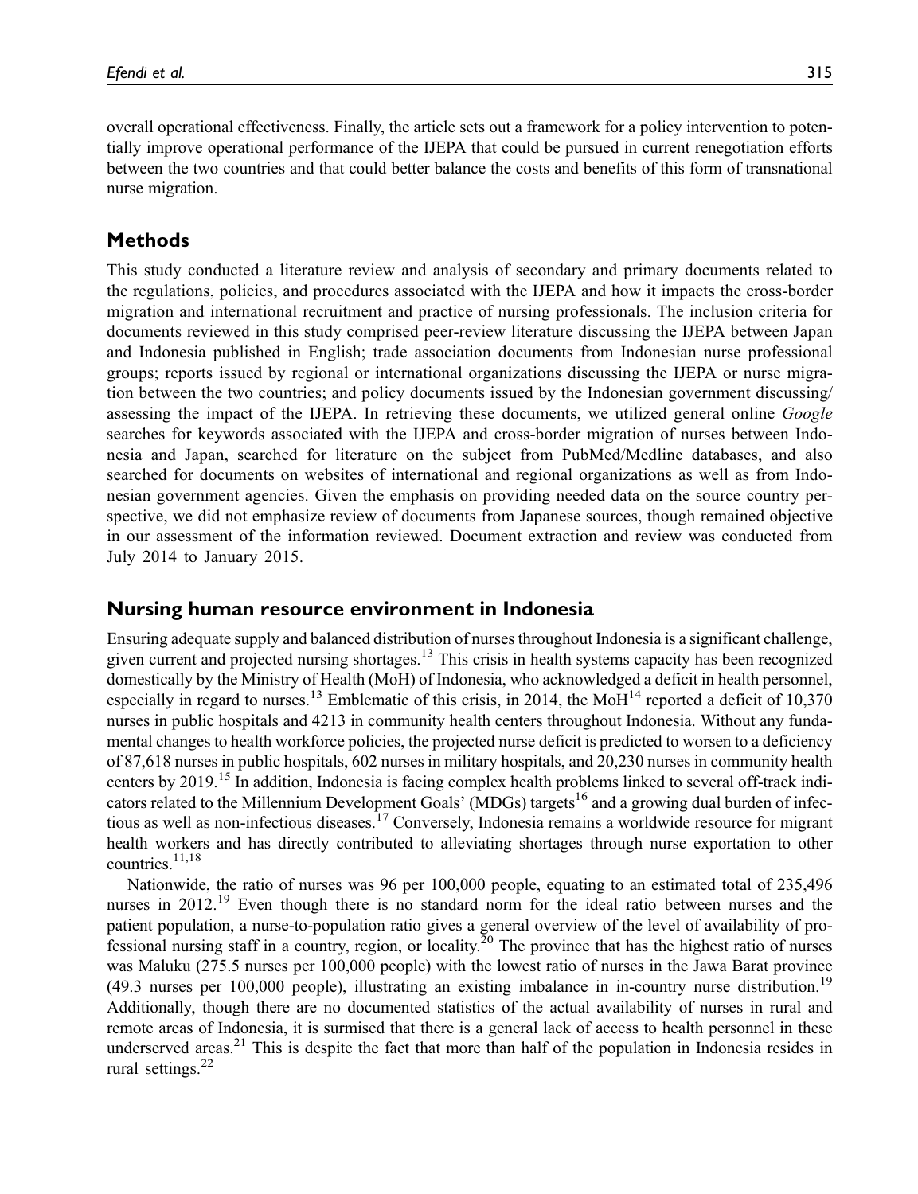overall operational effectiveness. Finally, the article sets out a framework for a policy intervention to potentially improve operational performance of the IJEPA that could be pursued in current renegotiation efforts between the two countries and that could better balance the costs and benefits of this form of transnational nurse migration.

## Methods

This study conducted a literature review and analysis of secondary and primary documents related to the regulations, policies, and procedures associated with the IJEPA and how it impacts the cross-border migration and international recruitment and practice of nursing professionals. The inclusion criteria for documents reviewed in this study comprised peer-review literature discussing the IJEPA between Japan and Indonesia published in English; trade association documents from Indonesian nurse professional groups; reports issued by regional or international organizations discussing the IJEPA or nurse migration between the two countries; and policy documents issued by the Indonesian government discussing/assessing the impact of the IJEPA. In retrieving these documents, we utilized general online *Google* searches for keywords associated with the IJEPA and cross-border migration of nurses between Indonesia and Japan, searched for literature on the subject from PubMed/Medline databases, and also searched for documents on websites of international and regional organizations as well as from Indonesian government agencies. Given the emphasis on providing needed data on the source country perspective, we did not emphasize review of documents from Japanese sources, though remained objective in our assessment of the information reviewed. Document extraction and review was conducted from July 2014 to January 2015.

## Nursing human resource environment in Indonesia

Ensuring adequate supply and balanced distribution of nurses throughout Indonesia is a significant challenge, given current and projected nursing shortages.[13] This crisis in health systems capacity has been recognized domestically by the Ministry of Health (MoH) of Indonesia, who acknowledged a deficit in health personnel, especially in regard to nurses.[13] Emblematic of this crisis, in 2014, the MoH[14] reported a deficit of 10,370 nurses in public hospitals and 4213 in community health centers throughout Indonesia. Without any fundamental changes to health workforce policies, the projected nurse deficit is predicted to worsen to a deficiency of 87,618 nurses in public hospitals, 602 nurses in military hospitals, and 20,230 nurses in community health centers by 2019.[15] In addition, Indonesia is facing complex health problems linked to several off-track indicators related to the Millennium Development Goals' (MDGs) targets[16] and a growing dual burden of infectious as well as non-infectious diseases.[17] Conversely, Indonesia remains a worldwide resource for migrant health workers and has directly contributed to alleviating shortages through nurse exportation to other countries.[11,18]

Nationwide, the ratio of nurses was 96 per 100,000 people, equating to an estimated total of 235,496 nurses in 2012.[19] Even though there is no standard norm for the ideal ratio between nurses and the patient population, a nurse-to-population ratio gives a general overview of the level of availability of professional nursing staff in a country, region, or locality.[20] The province that has the highest ratio of nurses was Maluku (275.5 nurses per 100,000 people) with the lowest ratio of nurses in the Jawa Barat province (49.3 nurses per 100,000 people), illustrating an existing imbalance in in-country nurse distribution.[19] Additionally, though there are no documented statistics of the actual availability of nurses in rural and remote areas of Indonesia, it is surmised that there is a general lack of access to health personnel in these underserved areas.[21] This is despite the fact that more than half of the population in Indonesia resides in rural settings.[22]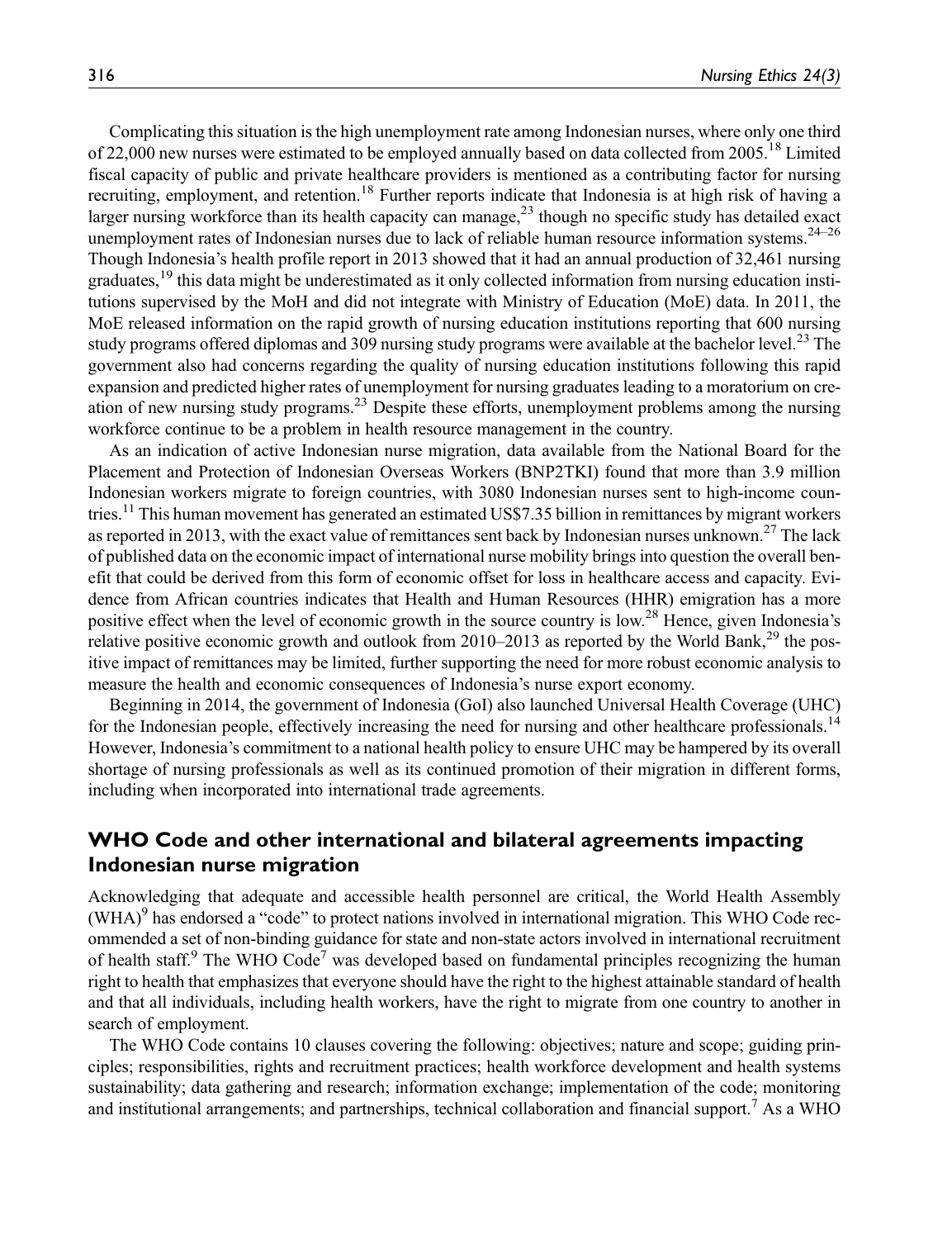Complicating this situation is the high unemployment rate among Indonesian nurses, where only one third of 22,000 new nurses were estimated to be employed annually based on data collected from 2005.[18] Limited fiscal capacity of public and private healthcare providers is mentioned as a contributing factor for nursing recruiting, employment, and retention.[18] Further reports indicate that Indonesia is at high risk of having a larger nursing workforce than its health capacity can manage,[23] though no specific study has detailed exact unemployment rates of Indonesian nurses due to lack of reliable human resource information systems.[24–26] Though Indonesia's health profile report in 2013 showed that it had an annual production of 32,461 nursing graduates,[19] this data might be underestimated as it only collected information from nursing education institutions supervised by the MoH and did not integrate with Ministry of Education (MoE) data. In 2011, the MoE released information on the rapid growth of nursing education institutions reporting that 600 nursing study programs offered diplomas and 309 nursing study programs were available at the bachelor level.[23] The government also had concerns regarding the quality of nursing education institutions following this rapid expansion and predicted higher rates of unemployment for nursing graduates leading to a moratorium on creation of new nursing study programs.[23] Despite these efforts, unemployment problems among the nursing workforce continue to be a problem in health resource management in the country.

As an indication of active Indonesian nurse migration, data available from the National Board for the Placement and Protection of Indonesian Overseas Workers (BNP2TKI) found that more than 3.9 million Indonesian workers migrate to foreign countries, with 3080 Indonesian nurses sent to high-income countries.[11] This human movement has generated an estimated US$7.35 billion in remittances by migrant workers as reported in 2013, with the exact value of remittances sent back by Indonesian nurses unknown.[27] The lack of published data on the economic impact of international nurse mobility brings into question the overall benefit that could be derived from this form of economic offset for loss in healthcare access and capacity. Evidence from African countries indicates that Health and Human Resources (HHR) emigration has a more positive effect when the level of economic growth in the source country is low.[28] Hence, given Indonesia's relative positive economic growth and outlook from 2010–2013 as reported by the World Bank,[29] the positive impact of remittances may be limited, further supporting the need for more robust economic analysis to measure the health and economic consequences of Indonesia's nurse export economy.

Beginning in 2014, the government of Indonesia (GoI) also launched Universal Health Coverage (UHC) for the Indonesian people, effectively increasing the need for nursing and other healthcare professionals.[14] However, Indonesia's commitment to a national health policy to ensure UHC may be hampered by its overall shortage of nursing professionals as well as its continued promotion of their migration in different forms, including when incorporated into international trade agreements.

## WHO Code and other international and bilateral agreements impacting Indonesian nurse migration

Acknowledging that adequate and accessible health personnel are critical, the World Health Assembly (WHA)[9] has endorsed a "code" to protect nations involved in international migration. This WHO Code recommended a set of non-binding guidance for state and non-state actors involved in international recruitment of health staff.[9] The WHO Code[7] was developed based on fundamental principles recognizing the human right to health that emphasizes that everyone should have the right to the highest attainable standard of health and that all individuals, including health workers, have the right to migrate from one country to another in search of employment.

The WHO Code contains 10 clauses covering the following: objectives; nature and scope; guiding principles; responsibilities, rights and recruitment practices; health workforce development and health systems sustainability; data gathering and research; information exchange; implementation of the code; monitoring and institutional arrangements; and partnerships, technical collaboration and financial support.[7] As a WHO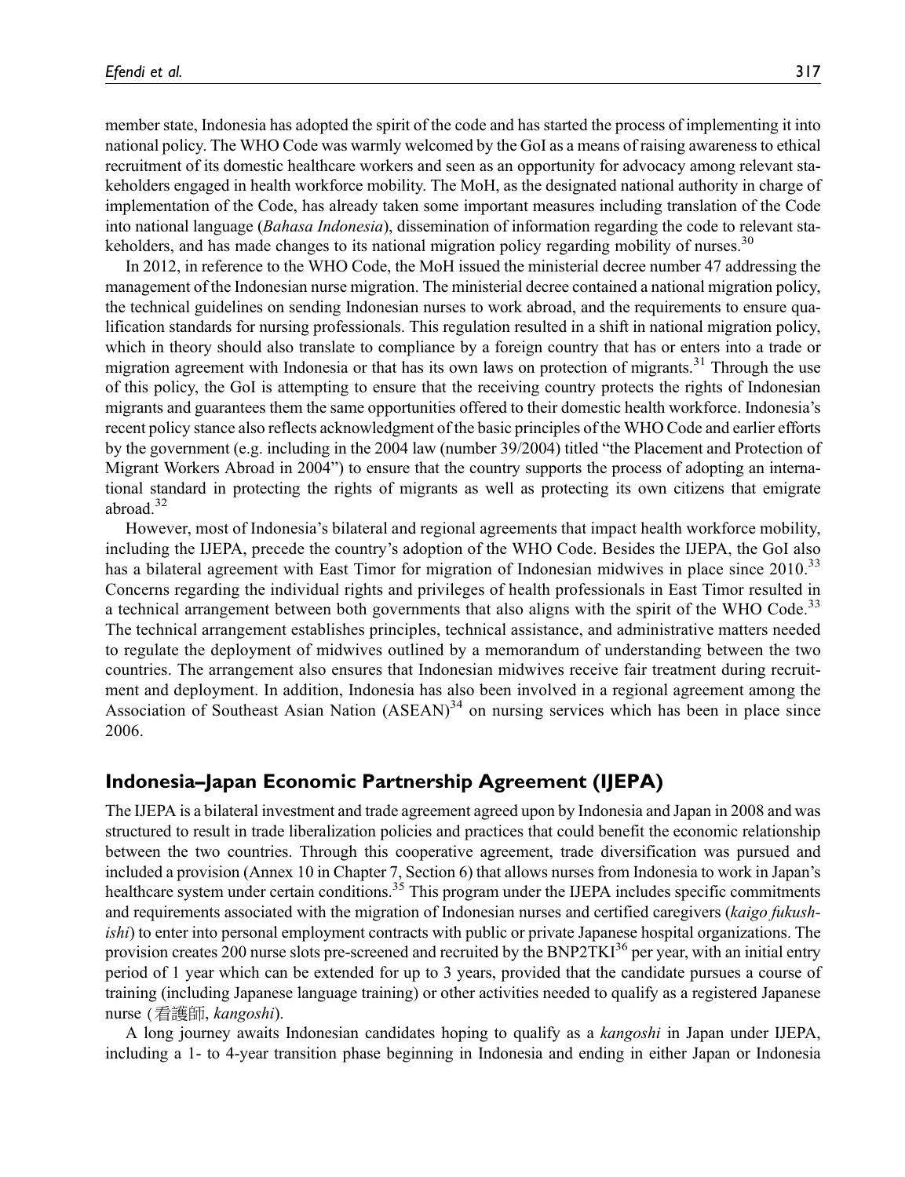member state, Indonesia has adopted the spirit of the code and has started the process of implementing it into national policy. The WHO Code was warmly welcomed by the GoI as a means of raising awareness to ethical recruitment of its domestic healthcare workers and seen as an opportunity for advocacy among relevant stakeholders engaged in health workforce mobility. The MoH, as the designated national authority in charge of implementation of the Code, has already taken some important measures including translation of the Code into national language (*Bahasa Indonesia*), dissemination of information regarding the code to relevant stakeholders, and has made changes to its national migration policy regarding mobility of nurses.[30]

In 2012, in reference to the WHO Code, the MoH issued the ministerial decree number 47 addressing the management of the Indonesian nurse migration. The ministerial decree contained a national migration policy, the technical guidelines on sending Indonesian nurses to work abroad, and the requirements to ensure qualification standards for nursing professionals. This regulation resulted in a shift in national migration policy, which in theory should also translate to compliance by a foreign country that has or enters into a trade or migration agreement with Indonesia or that has its own laws on protection of migrants.[31] Through the use of this policy, the GoI is attempting to ensure that the receiving country protects the rights of Indonesian migrants and guarantees them the same opportunities offered to their domestic health workforce. Indonesia's recent policy stance also reflects acknowledgment of the basic principles of the WHO Code and earlier efforts by the government (e.g. including in the 2004 law (number 39/2004) titled "the Placement and Protection of Migrant Workers Abroad in 2004") to ensure that the country supports the process of adopting an international standard in protecting the rights of migrants as well as protecting its own citizens that emigrate abroad.[32]

However, most of Indonesia's bilateral and regional agreements that impact health workforce mobility, including the IJEPA, precede the country's adoption of the WHO Code. Besides the IJEPA, the GoI also has a bilateral agreement with East Timor for migration of Indonesian midwives in place since 2010.[33] Concerns regarding the individual rights and privileges of health professionals in East Timor resulted in a technical arrangement between both governments that also aligns with the spirit of the WHO Code.[33] The technical arrangement establishes principles, technical assistance, and administrative matters needed to regulate the deployment of midwives outlined by a memorandum of understanding between the two countries. The arrangement also ensures that Indonesian midwives receive fair treatment during recruitment and deployment. In addition, Indonesia has also been involved in a regional agreement among the Association of Southeast Asian Nation (ASEAN)[34] on nursing services which has been in place since 2006.

## Indonesia–Japan Economic Partnership Agreement (IJEPA)

The IJEPA is a bilateral investment and trade agreement agreed upon by Indonesia and Japan in 2008 and was structured to result in trade liberalization policies and practices that could benefit the economic relationship between the two countries. Through this cooperative agreement, trade diversification was pursued and included a provision (Annex 10 in Chapter 7, Section 6) that allows nurses from Indonesia to work in Japan's healthcare system under certain conditions.[35] This program under the IJEPA includes specific commitments and requirements associated with the migration of Indonesian nurses and certified caregivers (*kaigo fukushishi*) to enter into personal employment contracts with public or private Japanese hospital organizations. The provision creates 200 nurse slots pre-screened and recruited by the BNP2TKI[36] per year, with an initial entry period of 1 year which can be extended for up to 3 years, provided that the candidate pursues a course of training (including Japanese language training) or other activities needed to qualify as a registered Japanese nurse (看護師, *kangoshi*).

A long journey awaits Indonesian candidates hoping to qualify as a *kangoshi* in Japan under IJEPA, including a 1- to 4-year transition phase beginning in Indonesia and ending in either Japan or Indonesia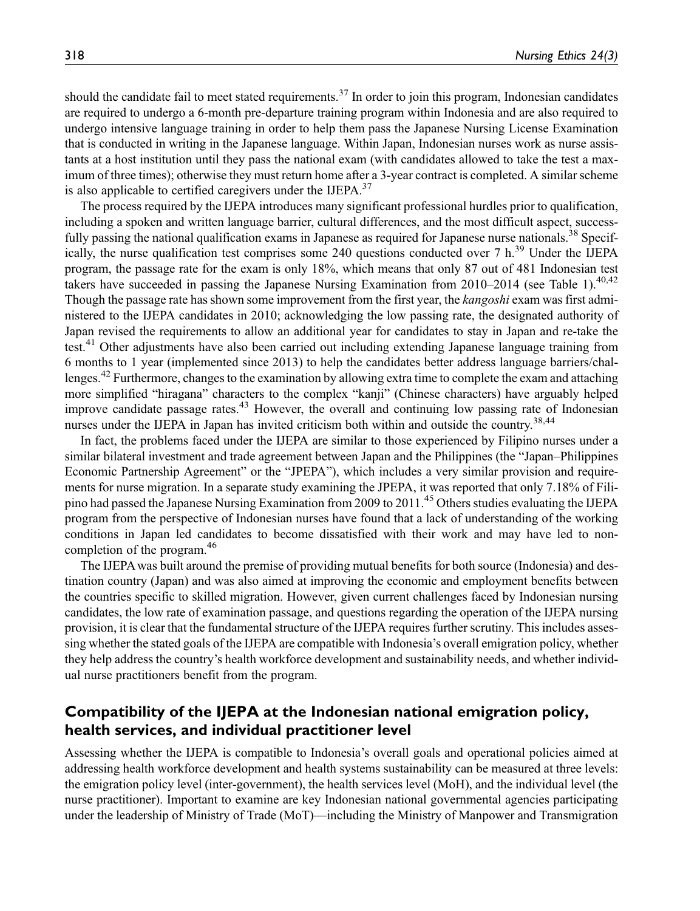should the candidate fail to meet stated requirements.[37] In order to join this program, Indonesian candidates are required to undergo a 6-month pre-departure training program within Indonesia and are also required to undergo intensive language training in order to help them pass the Japanese Nursing License Examination that is conducted in writing in the Japanese language. Within Japan, Indonesian nurses work as nurse assistants at a host institution until they pass the national exam (with candidates allowed to take the test a maximum of three times); otherwise they must return home after a 3-year contract is completed. A similar scheme is also applicable to certified caregivers under the IJEPA.[37]

The process required by the IJEPA introduces many significant professional hurdles prior to qualification, including a spoken and written language barrier, cultural differences, and the most difficult aspect, successfully passing the national qualification exams in Japanese as required for Japanese nurse nationals.[38] Specifically, the nurse qualification test comprises some 240 questions conducted over 7 h.[39] Under the IJEPA program, the passage rate for the exam is only 18%, which means that only 87 out of 481 Indonesian test takers have succeeded in passing the Japanese Nursing Examination from 2010–2014 (see Table 1).[40,42] Though the passage rate has shown some improvement from the first year, the *kangoshi* exam was first administered to the IJEPA candidates in 2010; acknowledging the low passing rate, the designated authority of Japan revised the requirements to allow an additional year for candidates to stay in Japan and re-take the test.[41] Other adjustments have also been carried out including extending Japanese language training from 6 months to 1 year (implemented since 2013) to help the candidates better address language barriers/challenges.[42] Furthermore, changes to the examination by allowing extra time to complete the exam and attaching more simplified "hiragana" characters to the complex "kanji" (Chinese characters) have arguably helped improve candidate passage rates.[43] However, the overall and continuing low passing rate of Indonesian nurses under the IJEPA in Japan has invited criticism both within and outside the country.[38,44]

In fact, the problems faced under the IJEPA are similar to those experienced by Filipino nurses under a similar bilateral investment and trade agreement between Japan and the Philippines (the "Japan–Philippines Economic Partnership Agreement" or the "JPEPA"), which includes a very similar provision and requirements for nurse migration. In a separate study examining the JPEPA, it was reported that only 7.18% of Filipino had passed the Japanese Nursing Examination from 2009 to 2011.[45] Others studies evaluating the IJEPA program from the perspective of Indonesian nurses have found that a lack of understanding of the working conditions in Japan led candidates to become dissatisfied with their work and may have led to non-completion of the program.[46]

The IJEPA was built around the premise of providing mutual benefits for both source (Indonesia) and destination country (Japan) and was also aimed at improving the economic and employment benefits between the countries specific to skilled migration. However, given current challenges faced by Indonesian nursing candidates, the low rate of examination passage, and questions regarding the operation of the IJEPA nursing provision, it is clear that the fundamental structure of the IJEPA requires further scrutiny. This includes assessing whether the stated goals of the IJEPA are compatible with Indonesia's overall emigration policy, whether they help address the country's health workforce development and sustainability needs, and whether individual nurse practitioners benefit from the program.

## Compatibility of the IJEPA at the Indonesian national emigration policy, health services, and individual practitioner level

Assessing whether the IJEPA is compatible to Indonesia's overall goals and operational policies aimed at addressing health workforce development and health systems sustainability can be measured at three levels: the emigration policy level (inter-government), the health services level (MoH), and the individual level (the nurse practitioner). Important to examine are key Indonesian national governmental agencies participating under the leadership of Ministry of Trade (MoT)—including the Ministry of Manpower and Transmigration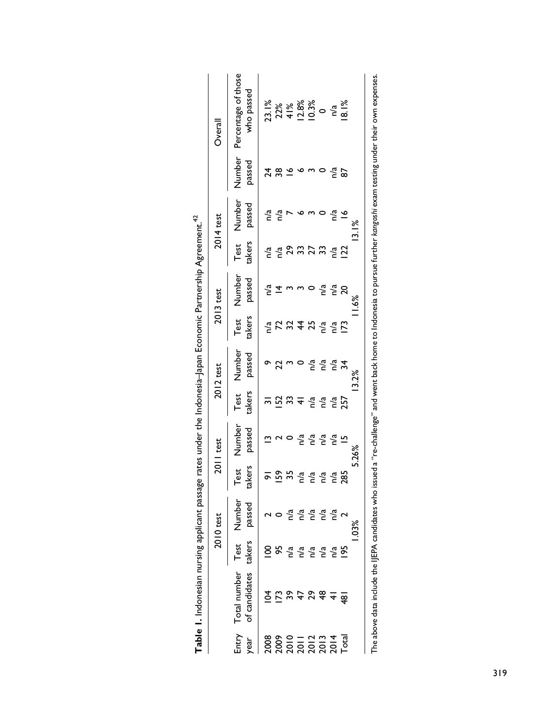**Table 1.** Indonesian nursing applicant passage rates under the Indonesia–Japan Economic Partnership Agreement.[42]

| Entry year | Total number of candidates | 2010 test | | 2011 test | | 2012 test | | 2013 test | | 2014 test | | Overall | |
|---|---|---|---|---|---|---|---|---|---|---|---|---|---|
| | | Test takers | Number passed | Test takers | Number passed | Test takers | Number passed | Test takers | Number passed | Test takers | Number passed | Number passed | Percentage of those who passed |
| 2008 | 104 | 100 | 2 | 91 | 13 | 31 | 9 | n/a | n/a | n/a | n/a | 24 | 23.1% |
| 2009 | 173 | 95 | 0 | 159 | 2 | 152 | 22 | 72 | 14 | n/a | n/a | 38 | 22% |
| 2010 | 39 | n/a | n/a | 35 | 0 | 33 | 3 | 32 | 3 | 29 | 7 | 16 | 41% |
| 2011 | 47 | n/a | n/a | n/a | n/a | 41 | 0 | 44 | 3 | 33 | 6 | 6 | 12.8% |
| 2012 | 29 | n/a | n/a | n/a | n/a | n/a | n/a | 25 | 0 | 27 | 3 | 3 | 10.3% |
| 2013 | 48 | n/a | n/a | n/a | n/a | n/a | n/a | n/a | n/a | 33 | 0 | 0 | 0 |
| 2014 | 41 | n/a | n/a | n/a | n/a | n/a | n/a | n/a | n/a | n/a | n/a | n/a | n/a |
| Total | 481 | 195 | 2 | 285 | 15 | 257 | 34 | 173 | 20 | 122 | 16 | 87 | 18.1% |
| | | 1.03% | | 5.26% | | 13.2% | | 11.6% | | 13.1% | | | |

The above data include the IJEPA candidates who issued a "re-challenge" and went back home to Indonesia to pursue further *kangoshi* exam testing under their own expenses.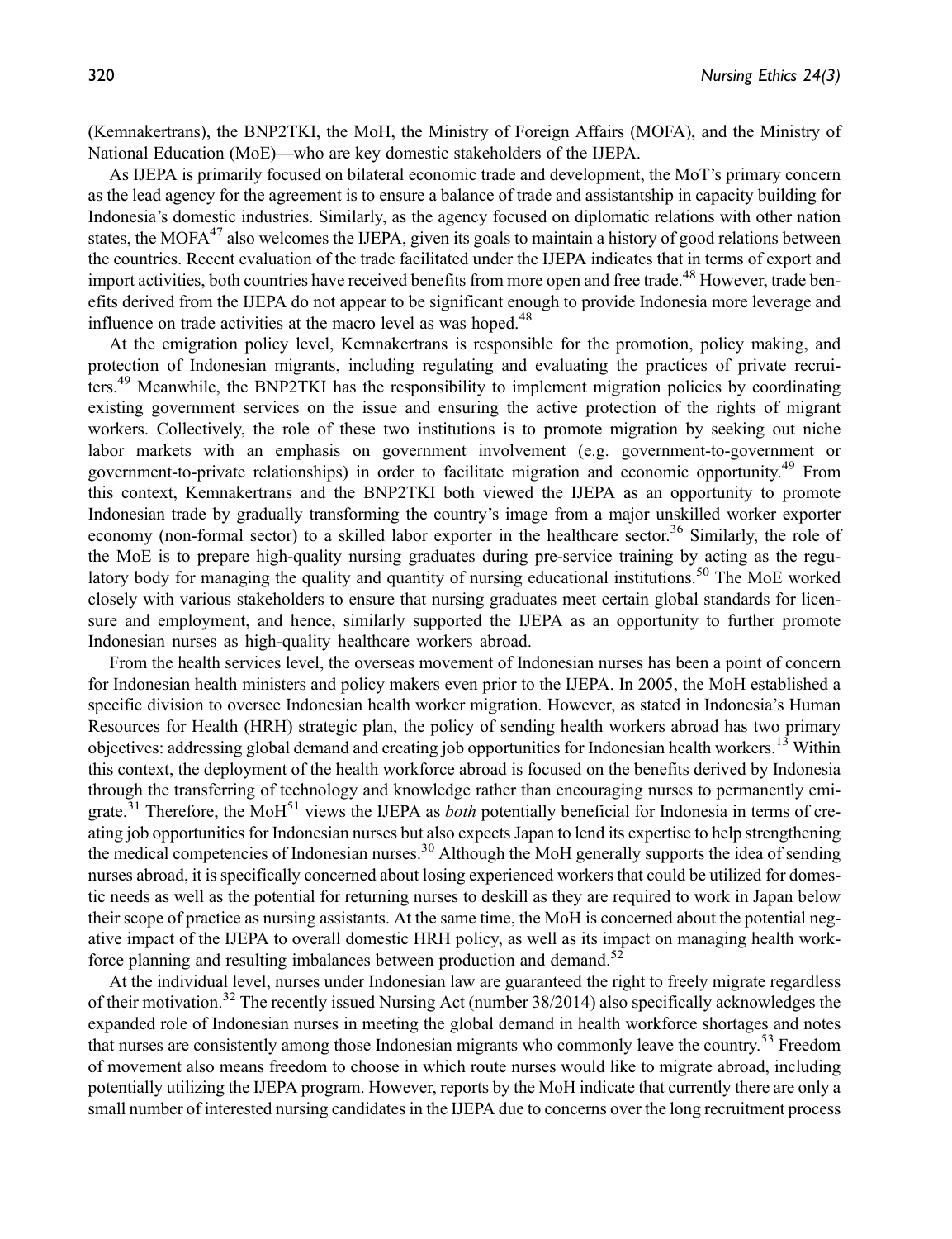(Kemnakertrans), the BNP2TKI, the MoH, the Ministry of Foreign Affairs (MOFA), and the Ministry of National Education (MoE)—who are key domestic stakeholders of the IJEPA.

As IJEPA is primarily focused on bilateral economic trade and development, the MoT's primary concern as the lead agency for the agreement is to ensure a balance of trade and assistantship in capacity building for Indonesia's domestic industries. Similarly, as the agency focused on diplomatic relations with other nation states, the MOFA[47] also welcomes the IJEPA, given its goals to maintain a history of good relations between the countries. Recent evaluation of the trade facilitated under the IJEPA indicates that in terms of export and import activities, both countries have received benefits from more open and free trade.[48] However, trade benefits derived from the IJEPA do not appear to be significant enough to provide Indonesia more leverage and influence on trade activities at the macro level as was hoped.[48]

At the emigration policy level, Kemnakertrans is responsible for the promotion, policy making, and protection of Indonesian migrants, including regulating and evaluating the practices of private recruiters.[49] Meanwhile, the BNP2TKI has the responsibility to implement migration policies by coordinating existing government services on the issue and ensuring the active protection of the rights of migrant workers. Collectively, the role of these two institutions is to promote migration by seeking out niche labor markets with an emphasis on government involvement (e.g. government-to-government or government-to-private relationships) in order to facilitate migration and economic opportunity.[49] From this context, Kemnakertrans and the BNP2TKI both viewed the IJEPA as an opportunity to promote Indonesian trade by gradually transforming the country's image from a major unskilled worker exporter economy (non-formal sector) to a skilled labor exporter in the healthcare sector.[36] Similarly, the role of the MoE is to prepare high-quality nursing graduates during pre-service training by acting as the regulatory body for managing the quality and quantity of nursing educational institutions.[50] The MoE worked closely with various stakeholders to ensure that nursing graduates meet certain global standards for licensure and employment, and hence, similarly supported the IJEPA as an opportunity to further promote Indonesian nurses as high-quality healthcare workers abroad.

From the health services level, the overseas movement of Indonesian nurses has been a point of concern for Indonesian health ministers and policy makers even prior to the IJEPA. In 2005, the MoH established a specific division to oversee Indonesian health worker migration. However, as stated in Indonesia's Human Resources for Health (HRH) strategic plan, the policy of sending health workers abroad has two primary objectives: addressing global demand and creating job opportunities for Indonesian health workers.[13] Within this context, the deployment of the health workforce abroad is focused on the benefits derived by Indonesia through the transferring of technology and knowledge rather than encouraging nurses to permanently emigrate.[31] Therefore, the MoH[51] views the IJEPA as *both* potentially beneficial for Indonesia in terms of creating job opportunities for Indonesian nurses but also expects Japan to lend its expertise to help strengthening the medical competencies of Indonesian nurses.[30] Although the MoH generally supports the idea of sending nurses abroad, it is specifically concerned about losing experienced workers that could be utilized for domestic needs as well as the potential for returning nurses to deskill as they are required to work in Japan below their scope of practice as nursing assistants. At the same time, the MoH is concerned about the potential negative impact of the IJEPA to overall domestic HRH policy, as well as its impact on managing health workforce planning and resulting imbalances between production and demand.[52]

At the individual level, nurses under Indonesian law are guaranteed the right to freely migrate regardless of their motivation.[32] The recently issued Nursing Act (number 38/2014) also specifically acknowledges the expanded role of Indonesian nurses in meeting the global demand in health workforce shortages and notes that nurses are consistently among those Indonesian migrants who commonly leave the country.[53] Freedom of movement also means freedom to choose in which route nurses would like to migrate abroad, including potentially utilizing the IJEPA program. However, reports by the MoH indicate that currently there are only a small number of interested nursing candidates in the IJEPA due to concerns over the long recruitment process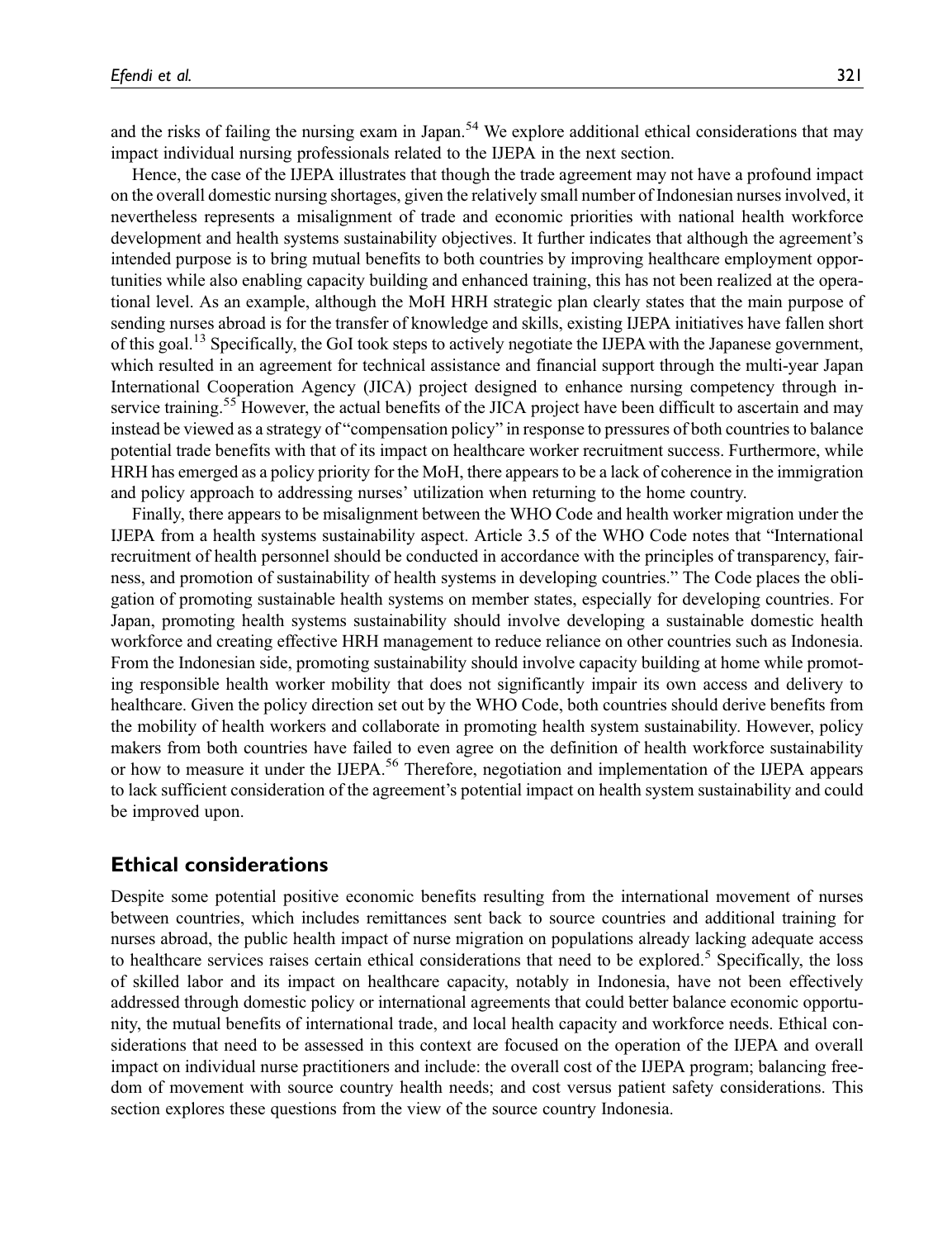and the risks of failing the nursing exam in Japan.[54] We explore additional ethical considerations that may impact individual nursing professionals related to the IJEPA in the next section.

Hence, the case of the IJEPA illustrates that though the trade agreement may not have a profound impact on the overall domestic nursing shortages, given the relatively small number of Indonesian nurses involved, it nevertheless represents a misalignment of trade and economic priorities with national health workforce development and health systems sustainability objectives. It further indicates that although the agreement's intended purpose is to bring mutual benefits to both countries by improving healthcare employment opportunities while also enabling capacity building and enhanced training, this has not been realized at the operational level. As an example, although the MoH HRH strategic plan clearly states that the main purpose of sending nurses abroad is for the transfer of knowledge and skills, existing IJEPA initiatives have fallen short of this goal.[13] Specifically, the GoI took steps to actively negotiate the IJEPA with the Japanese government, which resulted in an agreement for technical assistance and financial support through the multi-year Japan International Cooperation Agency (JICA) project designed to enhance nursing competency through in-service training.[55] However, the actual benefits of the JICA project have been difficult to ascertain and may instead be viewed as a strategy of "compensation policy" in response to pressures of both countries to balance potential trade benefits with that of its impact on healthcare worker recruitment success. Furthermore, while HRH has emerged as a policy priority for the MoH, there appears to be a lack of coherence in the immigration and policy approach to addressing nurses' utilization when returning to the home country.

Finally, there appears to be misalignment between the WHO Code and health worker migration under the IJEPA from a health systems sustainability aspect. Article 3.5 of the WHO Code notes that "International recruitment of health personnel should be conducted in accordance with the principles of transparency, fairness, and promotion of sustainability of health systems in developing countries." The Code places the obligation of promoting sustainable health systems on member states, especially for developing countries. For Japan, promoting health systems sustainability should involve developing a sustainable domestic health workforce and creating effective HRH management to reduce reliance on other countries such as Indonesia. From the Indonesian side, promoting sustainability should involve capacity building at home while promoting responsible health worker mobility that does not significantly impair its own access and delivery to healthcare. Given the policy direction set out by the WHO Code, both countries should derive benefits from the mobility of health workers and collaborate in promoting health system sustainability. However, policy makers from both countries have failed to even agree on the definition of health workforce sustainability or how to measure it under the IJEPA.[56] Therefore, negotiation and implementation of the IJEPA appears to lack sufficient consideration of the agreement's potential impact on health system sustainability and could be improved upon.

## Ethical considerations

Despite some potential positive economic benefits resulting from the international movement of nurses between countries, which includes remittances sent back to source countries and additional training for nurses abroad, the public health impact of nurse migration on populations already lacking adequate access to healthcare services raises certain ethical considerations that need to be explored.[5] Specifically, the loss of skilled labor and its impact on healthcare capacity, notably in Indonesia, have not been effectively addressed through domestic policy or international agreements that could better balance economic opportunity, the mutual benefits of international trade, and local health capacity and workforce needs. Ethical considerations that need to be assessed in this context are focused on the operation of the IJEPA and overall impact on individual nurse practitioners and include: the overall cost of the IJEPA program; balancing freedom of movement with source country health needs; and cost versus patient safety considerations. This section explores these questions from the view of the source country Indonesia.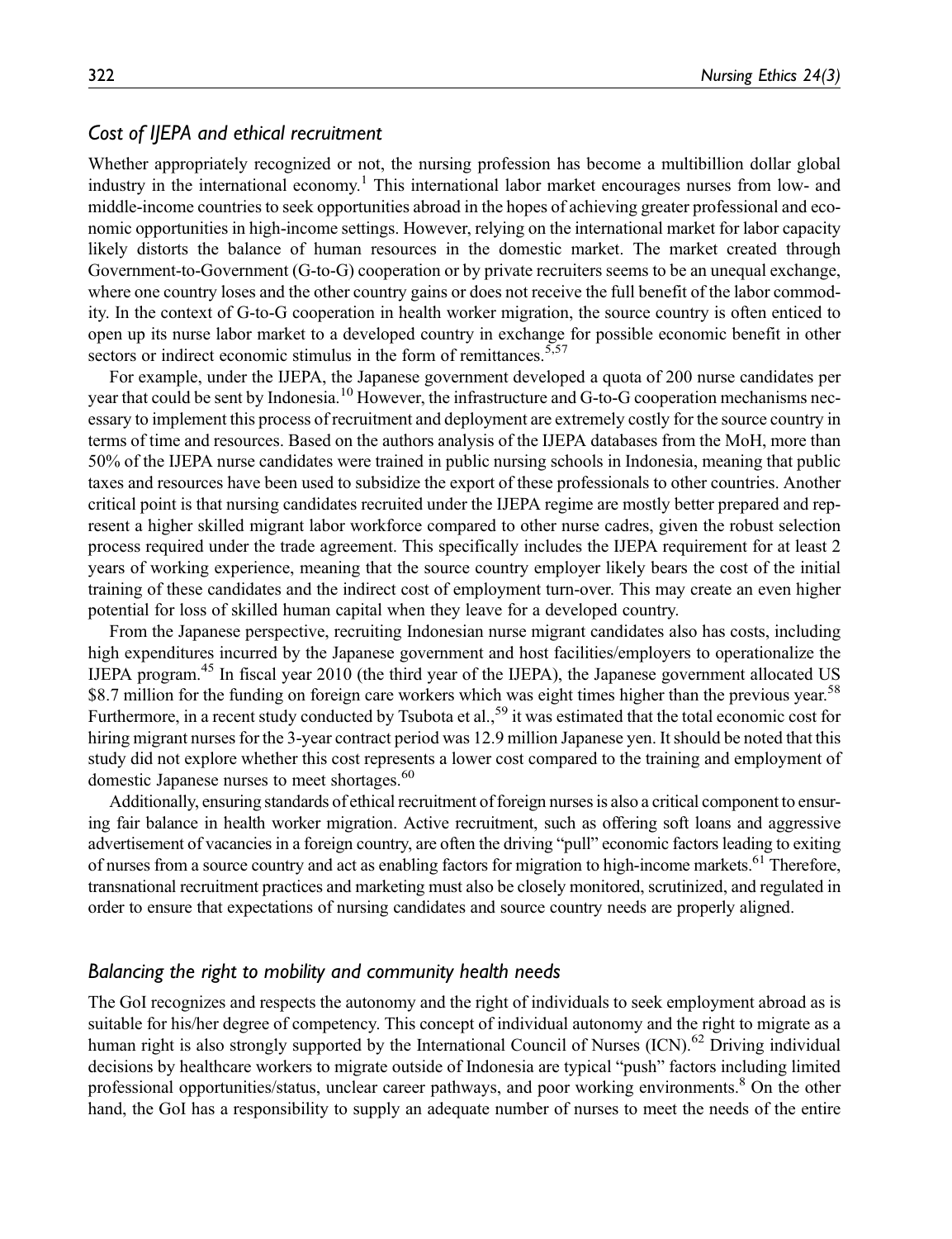### *Cost of IJEPA and ethical recruitment*

Whether appropriately recognized or not, the nursing profession has become a multibillion dollar global industry in the international economy.[1] This international labor market encourages nurses from low- and middle-income countries to seek opportunities abroad in the hopes of achieving greater professional and economic opportunities in high-income settings. However, relying on the international market for labor capacity likely distorts the balance of human resources in the domestic market. The market created through Government-to-Government (G-to-G) cooperation or by private recruiters seems to be an unequal exchange, where one country loses and the other country gains or does not receive the full benefit of the labor commodity. In the context of G-to-G cooperation in health worker migration, the source country is often enticed to open up its nurse labor market to a developed country in exchange for possible economic benefit in other sectors or indirect economic stimulus in the form of remittances.[5,57]

For example, under the IJEPA, the Japanese government developed a quota of 200 nurse candidates per year that could be sent by Indonesia.[10] However, the infrastructure and G-to-G cooperation mechanisms necessary to implement this process of recruitment and deployment are extremely costly for the source country in terms of time and resources. Based on the authors analysis of the IJEPA databases from the MoH, more than 50% of the IJEPA nurse candidates were trained in public nursing schools in Indonesia, meaning that public taxes and resources have been used to subsidize the export of these professionals to other countries. Another critical point is that nursing candidates recruited under the IJEPA regime are mostly better prepared and represent a higher skilled migrant labor workforce compared to other nurse cadres, given the robust selection process required under the trade agreement. This specifically includes the IJEPA requirement for at least 2 years of working experience, meaning that the source country employer likely bears the cost of the initial training of these candidates and the indirect cost of employment turn-over. This may create an even higher potential for loss of skilled human capital when they leave for a developed country.

From the Japanese perspective, recruiting Indonesian nurse migrant candidates also has costs, including high expenditures incurred by the Japanese government and host facilities/employers to operationalize the IJEPA program.[45] In fiscal year 2010 (the third year of the IJEPA), the Japanese government allocated US $8.7 million for the funding on foreign care workers which was eight times higher than the previous year.[58] Furthermore, in a recent study conducted by Tsubota et al.,[59] it was estimated that the total economic cost for hiring migrant nurses for the 3-year contract period was 12.9 million Japanese yen. It should be noted that this study did not explore whether this cost represents a lower cost compared to the training and employment of domestic Japanese nurses to meet shortages.[60]

Additionally, ensuring standards of ethical recruitment of foreign nurses is also a critical component to ensuring fair balance in health worker migration. Active recruitment, such as offering soft loans and aggressive advertisement of vacancies in a foreign country, are often the driving "pull" economic factors leading to exiting of nurses from a source country and act as enabling factors for migration to high-income markets.[61] Therefore, transnational recruitment practices and marketing must also be closely monitored, scrutinized, and regulated in order to ensure that expectations of nursing candidates and source country needs are properly aligned.

### *Balancing the right to mobility and community health needs*

The GoI recognizes and respects the autonomy and the right of individuals to seek employment abroad as is suitable for his/her degree of competency. This concept of individual autonomy and the right to migrate as a human right is also strongly supported by the International Council of Nurses (ICN).[62] Driving individual decisions by healthcare workers to migrate outside of Indonesia are typical "push" factors including limited professional opportunities/status, unclear career pathways, and poor working environments.[8] On the other hand, the GoI has a responsibility to supply an adequate number of nurses to meet the needs of the entire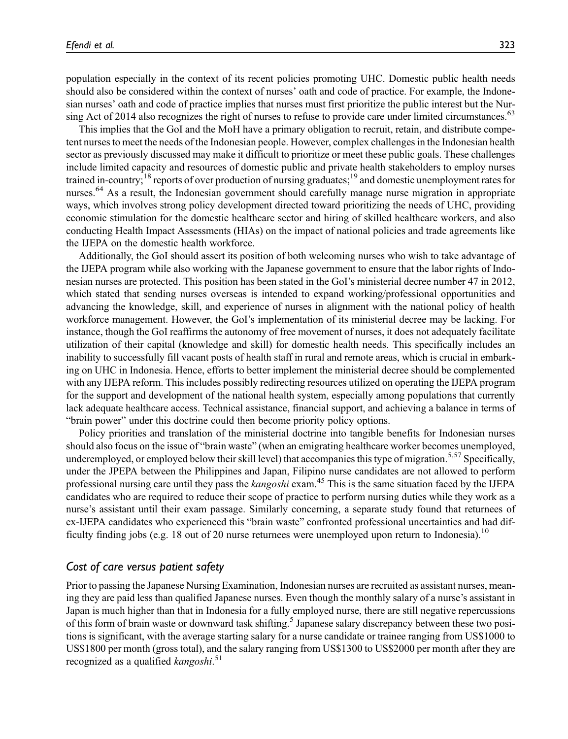population especially in the context of its recent policies promoting UHC. Domestic public health needs should also be considered within the context of nurses' oath and code of practice. For example, the Indonesian nurses' oath and code of practice implies that nurses must first prioritize the public interest but the Nursing Act of 2014 also recognizes the right of nurses to refuse to provide care under limited circumstances.[63]

This implies that the GoI and the MoH have a primary obligation to recruit, retain, and distribute competent nurses to meet the needs of the Indonesian people. However, complex challenges in the Indonesian health sector as previously discussed may make it difficult to prioritize or meet these public goals. These challenges include limited capacity and resources of domestic public and private health stakeholders to employ nurses trained in-country;[18] reports of over production of nursing graduates;[19] and domestic unemployment rates for nurses.[64] As a result, the Indonesian government should carefully manage nurse migration in appropriate ways, which involves strong policy development directed toward prioritizing the needs of UHC, providing economic stimulation for the domestic healthcare sector and hiring of skilled healthcare workers, and also conducting Health Impact Assessments (HIAs) on the impact of national policies and trade agreements like the IJEPA on the domestic health workforce.

Additionally, the GoI should assert its position of both welcoming nurses who wish to take advantage of the IJEPA program while also working with the Japanese government to ensure that the labor rights of Indonesian nurses are protected. This position has been stated in the GoI's ministerial decree number 47 in 2012, which stated that sending nurses overseas is intended to expand working/professional opportunities and advancing the knowledge, skill, and experience of nurses in alignment with the national policy of health workforce management. However, the GoI's implementation of its ministerial decree may be lacking. For instance, though the GoI reaffirms the autonomy of free movement of nurses, it does not adequately facilitate utilization of their capital (knowledge and skill) for domestic health needs. This specifically includes an inability to successfully fill vacant posts of health staff in rural and remote areas, which is crucial in embarking on UHC in Indonesia. Hence, efforts to better implement the ministerial decree should be complemented with any IJEPA reform. This includes possibly redirecting resources utilized on operating the IJEPA program for the support and development of the national health system, especially among populations that currently lack adequate healthcare access. Technical assistance, financial support, and achieving a balance in terms of "brain power" under this doctrine could then become priority policy options.

Policy priorities and translation of the ministerial doctrine into tangible benefits for Indonesian nurses should also focus on the issue of "brain waste" (when an emigrating healthcare worker becomes unemployed, underemployed, or employed below their skill level) that accompanies this type of migration.[5,57] Specifically, under the JPEPA between the Philippines and Japan, Filipino nurse candidates are not allowed to perform professional nursing care until they pass the *kangoshi* exam.[45] This is the same situation faced by the IJEPA candidates who are required to reduce their scope of practice to perform nursing duties while they work as a nurse's assistant until their exam passage. Similarly concerning, a separate study found that returnees of ex-IJEPA candidates who experienced this "brain waste" confronted professional uncertainties and had difficulty finding jobs (e.g. 18 out of 20 nurse returnees were unemployed upon return to Indonesia).[10]

### *Cost of care versus patient safety*

Prior to passing the Japanese Nursing Examination, Indonesian nurses are recruited as assistant nurses, meaning they are paid less than qualified Japanese nurses. Even though the monthly salary of a nurse's assistant in Japan is much higher than that in Indonesia for a fully employed nurse, there are still negative repercussions of this form of brain waste or downward task shifting.[5] Japanese salary discrepancy between these two positions is significant, with the average starting salary for a nurse candidate or trainee ranging from US$1000 to US$1800 per month (gross total), and the salary ranging from US$1300 to US$2000 per month after they are recognized as a qualified *kangoshi*.[51]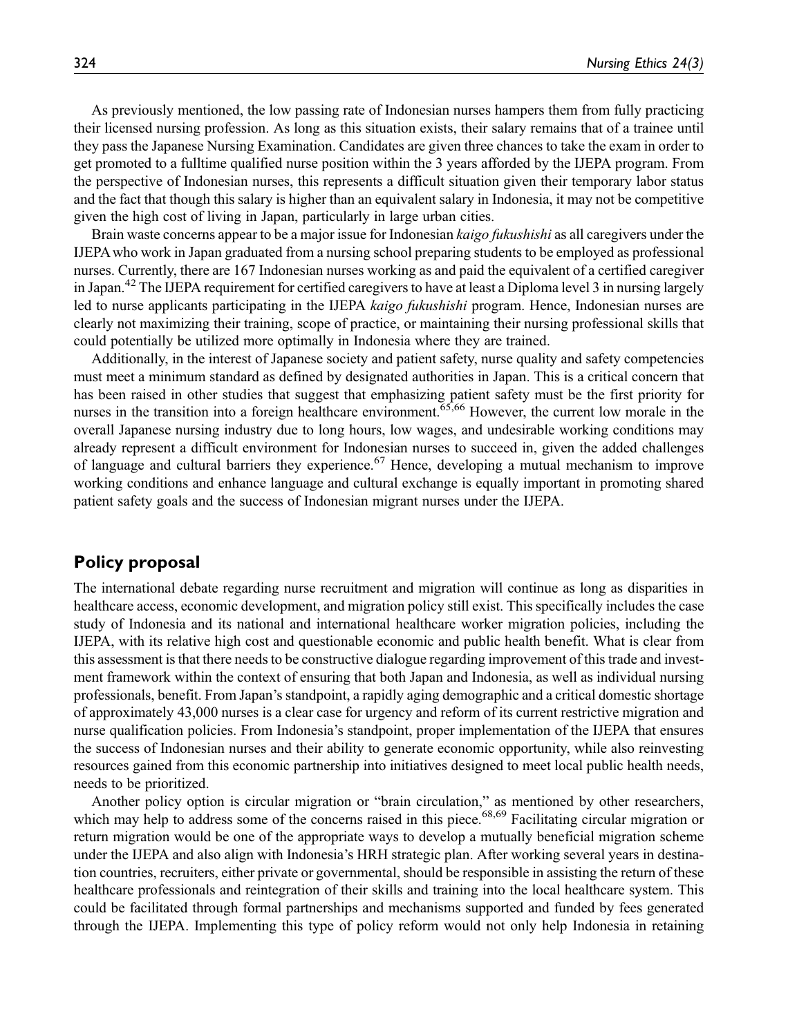As previously mentioned, the low passing rate of Indonesian nurses hampers them from fully practicing their licensed nursing profession. As long as this situation exists, their salary remains that of a trainee until they pass the Japanese Nursing Examination. Candidates are given three chances to take the exam in order to get promoted to a fulltime qualified nurse position within the 3 years afforded by the IJEPA program. From the perspective of Indonesian nurses, this represents a difficult situation given their temporary labor status and the fact that though this salary is higher than an equivalent salary in Indonesia, it may not be competitive given the high cost of living in Japan, particularly in large urban cities.

Brain waste concerns appear to be a major issue for Indonesian *kaigo fukushishi* as all caregivers under the IJEPA who work in Japan graduated from a nursing school preparing students to be employed as professional nurses. Currently, there are 167 Indonesian nurses working as and paid the equivalent of a certified caregiver in Japan.[42] The IJEPA requirement for certified caregivers to have at least a Diploma level 3 in nursing largely led to nurse applicants participating in the IJEPA *kaigo fukushishi* program. Hence, Indonesian nurses are clearly not maximizing their training, scope of practice, or maintaining their nursing professional skills that could potentially be utilized more optimally in Indonesia where they are trained.

Additionally, in the interest of Japanese society and patient safety, nurse quality and safety competencies must meet a minimum standard as defined by designated authorities in Japan. This is a critical concern that has been raised in other studies that suggest that emphasizing patient safety must be the first priority for nurses in the transition into a foreign healthcare environment.[65,66] However, the current low morale in the overall Japanese nursing industry due to long hours, low wages, and undesirable working conditions may already represent a difficult environment for Indonesian nurses to succeed in, given the added challenges of language and cultural barriers they experience.[67] Hence, developing a mutual mechanism to improve working conditions and enhance language and cultural exchange is equally important in promoting shared patient safety goals and the success of Indonesian migrant nurses under the IJEPA.

## Policy proposal

The international debate regarding nurse recruitment and migration will continue as long as disparities in healthcare access, economic development, and migration policy still exist. This specifically includes the case study of Indonesia and its national and international healthcare worker migration policies, including the IJEPA, with its relative high cost and questionable economic and public health benefit. What is clear from this assessment is that there needs to be constructive dialogue regarding improvement of this trade and investment framework within the context of ensuring that both Japan and Indonesia, as well as individual nursing professionals, benefit. From Japan's standpoint, a rapidly aging demographic and a critical domestic shortage of approximately 43,000 nurses is a clear case for urgency and reform of its current restrictive migration and nurse qualification policies. From Indonesia's standpoint, proper implementation of the IJEPA that ensures the success of Indonesian nurses and their ability to generate economic opportunity, while also reinvesting resources gained from this economic partnership into initiatives designed to meet local public health needs, needs to be prioritized.

Another policy option is circular migration or "brain circulation," as mentioned by other researchers, which may help to address some of the concerns raised in this piece.[68,69] Facilitating circular migration or return migration would be one of the appropriate ways to develop a mutually beneficial migration scheme under the IJEPA and also align with Indonesia's HRH strategic plan. After working several years in destination countries, recruiters, either private or governmental, should be responsible in assisting the return of these healthcare professionals and reintegration of their skills and training into the local healthcare system. This could be facilitated through formal partnerships and mechanisms supported and funded by fees generated through the IJEPA. Implementing this type of policy reform would not only help Indonesia in retaining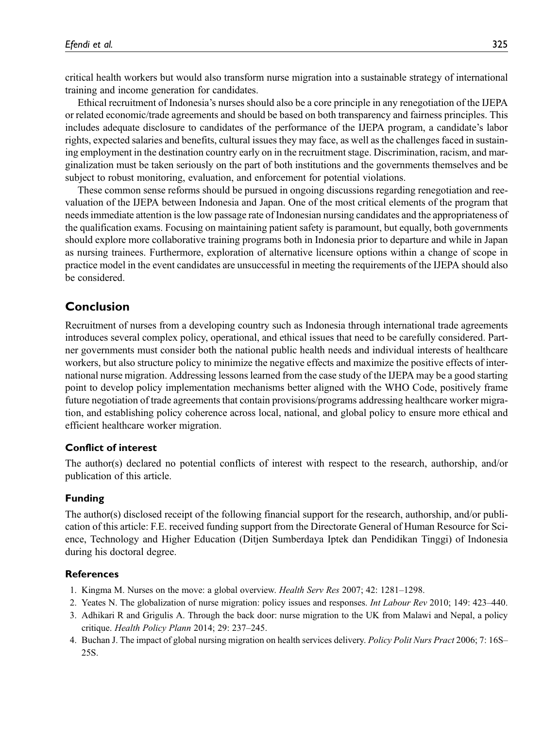critical health workers but would also transform nurse migration into a sustainable strategy of international training and income generation for candidates.

Ethical recruitment of Indonesia's nurses should also be a core principle in any renegotiation of the IJEPA or related economic/trade agreements and should be based on both transparency and fairness principles. This includes adequate disclosure to candidates of the performance of the IJEPA program, a candidate's labor rights, expected salaries and benefits, cultural issues they may face, as well as the challenges faced in sustaining employment in the destination country early on in the recruitment stage. Discrimination, racism, and marginalization must be taken seriously on the part of both institutions and the governments themselves and be subject to robust monitoring, evaluation, and enforcement for potential violations.

These common sense reforms should be pursued in ongoing discussions regarding renegotiation and reevaluation of the IJEPA between Indonesia and Japan. One of the most critical elements of the program that needs immediate attention is the low passage rate of Indonesian nursing candidates and the appropriateness of the qualification exams. Focusing on maintaining patient safety is paramount, but equally, both governments should explore more collaborative training programs both in Indonesia prior to departure and while in Japan as nursing trainees. Furthermore, exploration of alternative licensure options within a change of scope in practice model in the event candidates are unsuccessful in meeting the requirements of the IJEPA should also be considered.

## Conclusion

Recruitment of nurses from a developing country such as Indonesia through international trade agreements introduces several complex policy, operational, and ethical issues that need to be carefully considered. Partner governments must consider both the national public health needs and individual interests of healthcare workers, but also structure policy to minimize the negative effects and maximize the positive effects of international nurse migration. Addressing lessons learned from the case study of the IJEPA may be a good starting point to develop policy implementation mechanisms better aligned with the WHO Code, positively frame future negotiation of trade agreements that contain provisions/programs addressing healthcare worker migration, and establishing policy coherence across local, national, and global policy to ensure more ethical and efficient healthcare worker migration.

### Conflict of interest

The author(s) declared no potential conflicts of interest with respect to the research, authorship, and/or publication of this article.

### Funding

The author(s) disclosed receipt of the following financial support for the research, authorship, and/or publication of this article: F.E. received funding support from the Directorate General of Human Resource for Science, Technology and Higher Education (Ditjen Sumberdaya Iptek dan Pendidikan Tinggi) of Indonesia during his doctoral degree.

### References

1. Kingma M. Nurses on the move: a global overview. *Health Serv Res* 2007; 42: 1281–1298.
2. Yeates N. The globalization of nurse migration: policy issues and responses. *Int Labour Rev* 2010; 149: 423–440.
3. Adhikari R and Grigulis A. Through the back door: nurse migration to the UK from Malawi and Nepal, a policy critique. *Health Policy Plann* 2014; 29: 237–245.
4. Buchan J. The impact of global nursing migration on health services delivery. *Policy Polit Nurs Pract* 2006; 7: 16S–25S.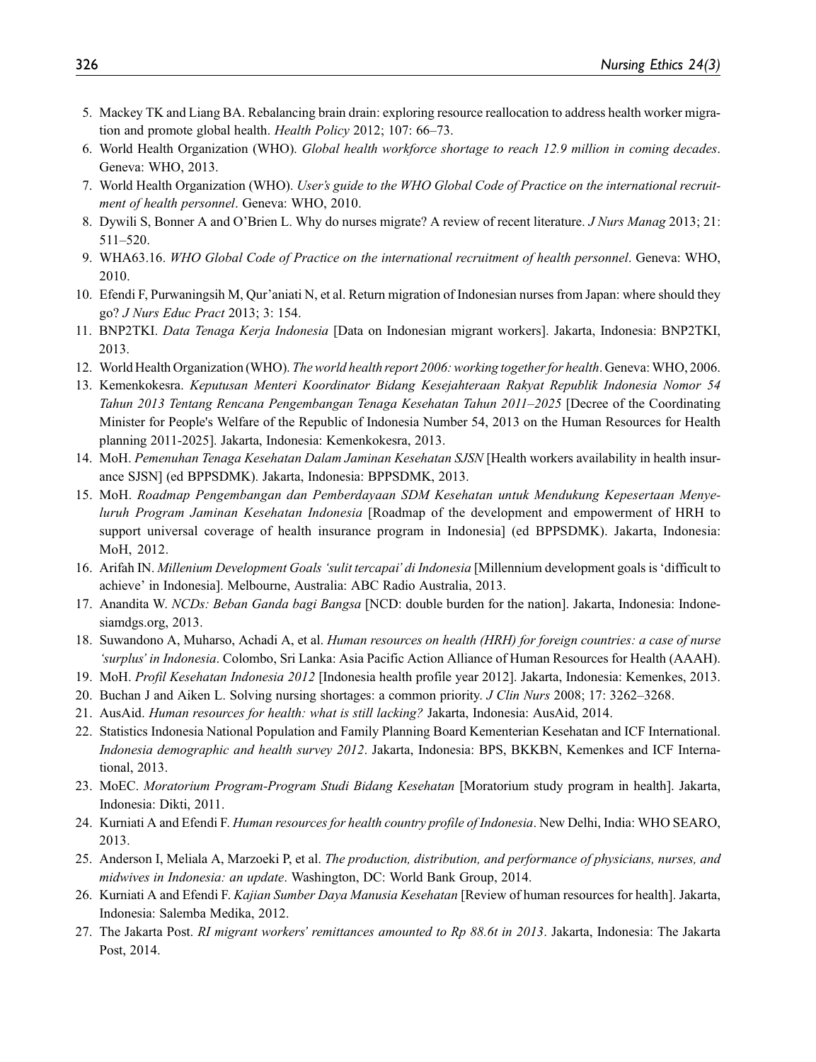5. Mackey TK and Liang BA. Rebalancing brain drain: exploring resource reallocation to address health worker migration and promote global health. *Health Policy* 2012; 107: 66–73.
6. World Health Organization (WHO). *Global health workforce shortage to reach 12.9 million in coming decades*. Geneva: WHO, 2013.
7. World Health Organization (WHO). *User's guide to the WHO Global Code of Practice on the international recruitment of health personnel*. Geneva: WHO, 2010.
8. Dywili S, Bonner A and O'Brien L. Why do nurses migrate? A review of recent literature. *J Nurs Manag* 2013; 21: 511–520.
9. WHA63.16. *WHO Global Code of Practice on the international recruitment of health personnel*. Geneva: WHO, 2010.
10. Efendi F, Purwaningsih M, Qur'aniati N, et al. Return migration of Indonesian nurses from Japan: where should they go? *J Nurs Educ Pract* 2013; 3: 154.
11. BNP2TKI. *Data Tenaga Kerja Indonesia* [Data on Indonesian migrant workers]. Jakarta, Indonesia: BNP2TKI, 2013.
12. World Health Organization (WHO). *The world health report 2006: working together for health*. Geneva: WHO, 2006.
13. Kemenkokesra. *Keputusan Menteri Koordinator Bidang Kesejahteraan Rakyat Republik Indonesia Nomor 54 Tahun 2013 Tentang Rencana Pengembangan Tenaga Kesehatan Tahun 2011–2025* [Decree of the Coordinating Minister for People's Welfare of the Republic of Indonesia Number 54, 2013 on the Human Resources for Health planning 2011-2025]. Jakarta, Indonesia: Kemenkokesra, 2013.
14. MoH. *Pemenuhan Tenaga Kesehatan Dalam Jaminan Kesehatan SJSN* [Health workers availability in health insurance SJSN] (ed BPPSDMK). Jakarta, Indonesia: BPPSDMK, 2013.
15. MoH. *Roadmap Pengembangan dan Pemberdayaan SDM Kesehatan untuk Mendukung Kepesertaan Menyeluruh Program Jaminan Kesehatan Indonesia* [Roadmap of the development and empowerment of HRH to support universal coverage of health insurance program in Indonesia] (ed BPPSDMK). Jakarta, Indonesia: MoH, 2012.
16. Arifah IN. *Millenium Development Goals 'sulit tercapai' di Indonesia* [Millennium development goals is 'difficult to achieve' in Indonesia]. Melbourne, Australia: ABC Radio Australia, 2013.
17. Anandita W. *NCDs: Beban Ganda bagi Bangsa* [NCD: double burden for the nation]. Jakarta, Indonesia: Indonesiamdgs.org, 2013.
18. Suwandono A, Muharso, Achadi A, et al. *Human resources on health (HRH) for foreign countries: a case of nurse 'surplus' in Indonesia*. Colombo, Sri Lanka: Asia Pacific Action Alliance of Human Resources for Health (AAAH).
19. MoH. *Profil Kesehatan Indonesia 2012* [Indonesia health profile year 2012]. Jakarta, Indonesia: Kemenkes, 2013.
20. Buchan J and Aiken L. Solving nursing shortages: a common priority. *J Clin Nurs* 2008; 17: 3262–3268.
21. AusAid. *Human resources for health: what is still lacking?* Jakarta, Indonesia: AusAid, 2014.
22. Statistics Indonesia National Population and Family Planning Board Kementerian Kesehatan and ICF International. *Indonesia demographic and health survey 2012*. Jakarta, Indonesia: BPS, BKKBN, Kemenkes and ICF International, 2013.
23. MoEC. *Moratorium Program-Program Studi Bidang Kesehatan* [Moratorium study program in health]. Jakarta, Indonesia: Dikti, 2011.
24. Kurniati A and Efendi F. *Human resources for health country profile of Indonesia*. New Delhi, India: WHO SEARO, 2013.
25. Anderson I, Meliala A, Marzoeki P, et al. *The production, distribution, and performance of physicians, nurses, and midwives in Indonesia: an update*. Washington, DC: World Bank Group, 2014.
26. Kurniati A and Efendi F. *Kajian Sumber Daya Manusia Kesehatan* [Review of human resources for health]. Jakarta, Indonesia: Salemba Medika, 2012.
27. The Jakarta Post. *RI migrant workers' remittances amounted to Rp 88.6t in 2013*. Jakarta, Indonesia: The Jakarta Post, 2014.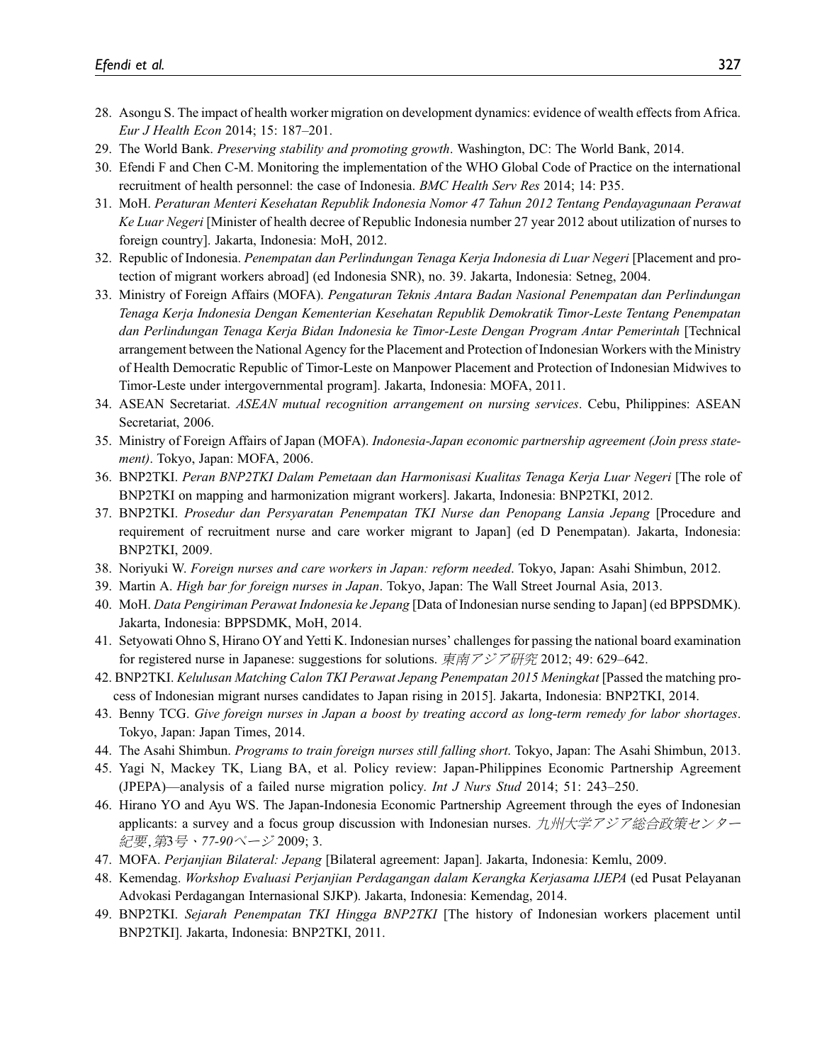28. Asongu S. The impact of health worker migration on development dynamics: evidence of wealth effects from Africa. *Eur J Health Econ* 2014; 15: 187–201.
29. The World Bank. *Preserving stability and promoting growth*. Washington, DC: The World Bank, 2014.
30. Efendi F and Chen C-M. Monitoring the implementation of the WHO Global Code of Practice on the international recruitment of health personnel: the case of Indonesia. *BMC Health Serv Res* 2014; 14: P35.
31. MoH. *Peraturan Menteri Kesehatan Republik Indonesia Nomor 47 Tahun 2012 Tentang Pendayagunaan Perawat Ke Luar Negeri* [Minister of health decree of Republic Indonesia number 27 year 2012 about utilization of nurses to foreign country]. Jakarta, Indonesia: MoH, 2012.
32. Republic of Indonesia. *Penempatan dan Perlindungan Tenaga Kerja Indonesia di Luar Negeri* [Placement and protection of migrant workers abroad] (ed Indonesia SNR), no. 39. Jakarta, Indonesia: Setneg, 2004.
33. Ministry of Foreign Affairs (MOFA). *Pengaturan Teknis Antara Badan Nasional Penempatan dan Perlindungan Tenaga Kerja Indonesia Dengan Kementerian Kesehatan Republik Demokratik Timor-Leste Tentang Penempatan dan Perlindungan Tenaga Kerja Bidan Indonesia ke Timor-Leste Dengan Program Antar Pemerintah* [Technical arrangement between the National Agency for the Placement and Protection of Indonesian Workers with the Ministry of Health Democratic Republic of Timor-Leste on Manpower Placement and Protection of Indonesian Midwives to Timor-Leste under intergovernmental program]. Jakarta, Indonesia: MOFA, 2011.
34. ASEAN Secretariat. *ASEAN mutual recognition arrangement on nursing services*. Cebu, Philippines: ASEAN Secretariat, 2006.
35. Ministry of Foreign Affairs of Japan (MOFA). *Indonesia-Japan economic partnership agreement (Join press statement)*. Tokyo, Japan: MOFA, 2006.
36. BNP2TKI. *Peran BNP2TKI Dalam Pemetaan dan Harmonisasi Kualitas Tenaga Kerja Luar Negeri* [The role of BNP2TKI on mapping and harmonization migrant workers]. Jakarta, Indonesia: BNP2TKI, 2012.
37. BNP2TKI. *Prosedur dan Persyaratan Penempatan TKI Nurse dan Penopang Lansia Jepang* [Procedure and requirement of recruitment nurse and care worker migrant to Japan] (ed D Penempatan). Jakarta, Indonesia: BNP2TKI, 2009.
38. Noriyuki W. *Foreign nurses and care workers in Japan: reform needed*. Tokyo, Japan: Asahi Shimbun, 2012.
39. Martin A. *High bar for foreign nurses in Japan*. Tokyo, Japan: The Wall Street Journal Asia, 2013.
40. MoH. *Data Pengiriman Perawat Indonesia ke Jepang* [Data of Indonesian nurse sending to Japan] (ed BPPSDMK). Jakarta, Indonesia: BPPSDMK, MoH, 2014.
41. Setyowati Ohno S, Hirano OY and Yetti K. Indonesian nurses' challenges for passing the national board examination for registered nurse in Japanese: suggestions for solutions. *東南アジア研究* 2012; 49: 629–642.
42. BNP2TKI. *Kelulusan Matching Calon TKI Perawat Jepang Penempatan 2015 Meningkat* [Passed the matching process of Indonesian migrant nurses candidates to Japan rising in 2015]. Jakarta, Indonesia: BNP2TKI, 2014.
43. Benny TCG. *Give foreign nurses in Japan a boost by treating accord as long-term remedy for labor shortages*. Tokyo, Japan: Japan Times, 2014.
44. The Asahi Shimbun. *Programs to train foreign nurses still falling short*. Tokyo, Japan: The Asahi Shimbun, 2013.
45. Yagi N, Mackey TK, Liang BA, et al. Policy review: Japan-Philippines Economic Partnership Agreement (JPEPA)—analysis of a failed nurse migration policy. *Int J Nurs Stud* 2014; 51: 243–250.
46. Hirano YO and Ayu WS. The Japan-Indonesia Economic Partnership Agreement through the eyes of Indonesian applicants: a survey and a focus group discussion with Indonesian nurses. *九州大学アジア総合政策センター紀要,第3号、77-90ページ* 2009; 3.
47. MOFA. *Perjanjian Bilateral: Jepang* [Bilateral agreement: Japan]. Jakarta, Indonesia: Kemlu, 2009.
48. Kemendag. *Workshop Evaluasi Perjanjian Perdagangan dalam Kerangka Kerjasama IJEPA* (ed Pusat Pelayanan Advokasi Perdagangan Internasional SJKP). Jakarta, Indonesia: Kemendag, 2014.
49. BNP2TKI. *Sejarah Penempatan TKI Hingga BNP2TKI* [The history of Indonesian workers placement until BNP2TKI]. Jakarta, Indonesia: BNP2TKI, 2011.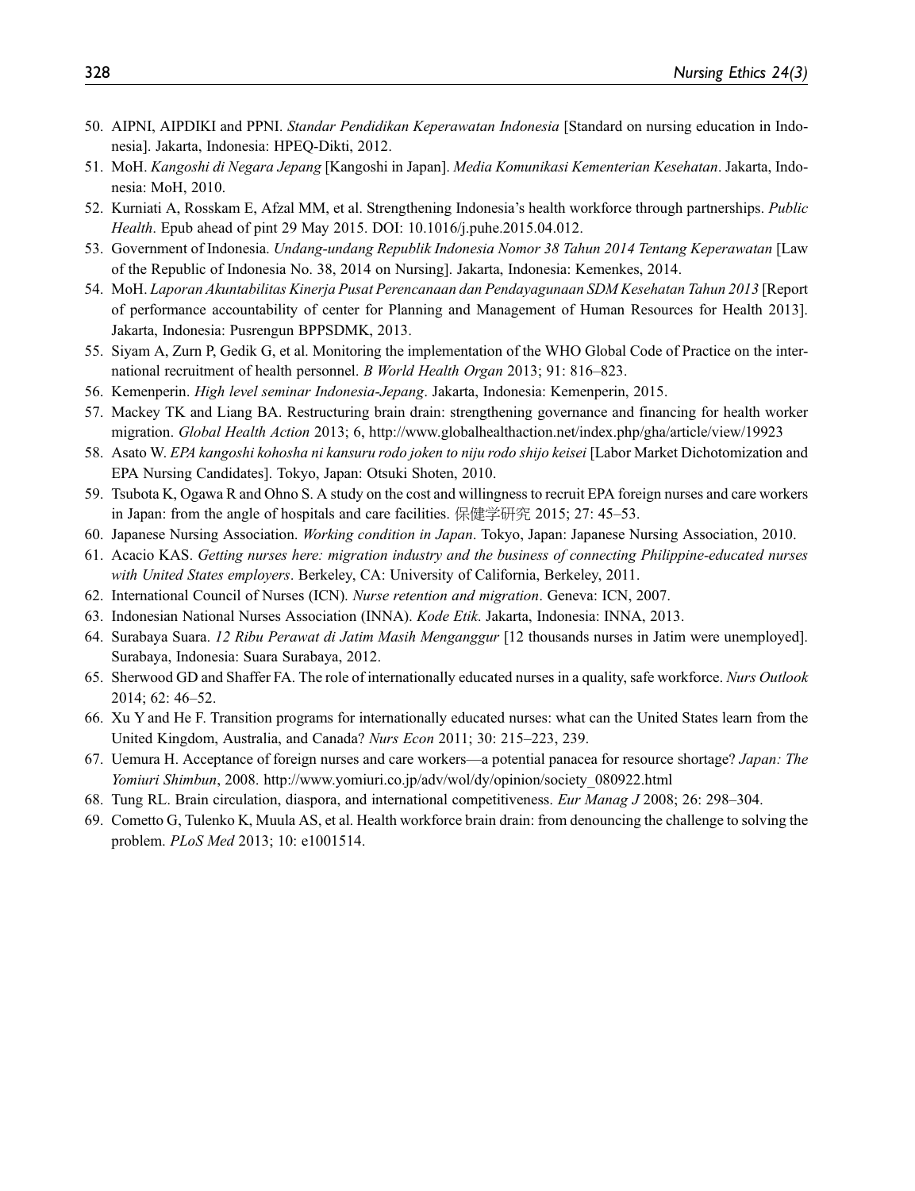50. AIPNI, AIPDIKI and PPNI. *Standar Pendidikan Keperawatan Indonesia* [Standard on nursing education in Indonesia]. Jakarta, Indonesia: HPEQ-Dikti, 2012.
51. MoH. *Kangoshi di Negara Jepang* [Kangoshi in Japan]. *Media Komunikasi Kementerian Kesehatan*. Jakarta, Indonesia: MoH, 2010.
52. Kurniati A, Rosskam E, Afzal MM, et al. Strengthening Indonesia's health workforce through partnerships. *Public Health*. Epub ahead of pint 29 May 2015. DOI: 10.1016/j.puhe.2015.04.012.
53. Government of Indonesia. *Undang-undang Republik Indonesia Nomor 38 Tahun 2014 Tentang Keperawatan* [Law of the Republic of Indonesia No. 38, 2014 on Nursing]. Jakarta, Indonesia: Kemenkes, 2014.
54. MoH. *Laporan Akuntabilitas Kinerja Pusat Perencanaan dan Pendayagunaan SDM Kesehatan Tahun 2013* [Report of performance accountability of center for Planning and Management of Human Resources for Health 2013]. Jakarta, Indonesia: Pusrengun BPPSDMK, 2013.
55. Siyam A, Zurn P, Gedik G, et al. Monitoring the implementation of the WHO Global Code of Practice on the international recruitment of health personnel. *B World Health Organ* 2013; 91: 816–823.
56. Kemenperin. *High level seminar Indonesia-Jepang*. Jakarta, Indonesia: Kemenperin, 2015.
57. Mackey TK and Liang BA. Restructuring brain drain: strengthening governance and financing for health worker migration. *Global Health Action* 2013; 6, http://www.globalhealthaction.net/index.php/gha/article/view/19923
58. Asato W. *EPA kangoshi kohosha ni kansuru rodo joken to niju rodo shijo keisei* [Labor Market Dichotomization and EPA Nursing Candidates]. Tokyo, Japan: Otsuki Shoten, 2010.
59. Tsubota K, Ogawa R and Ohno S. A study on the cost and willingness to recruit EPA foreign nurses and care workers in Japan: from the angle of hospitals and care facilities. 保健学研究 2015; 27: 45–53.
60. Japanese Nursing Association. *Working condition in Japan*. Tokyo, Japan: Japanese Nursing Association, 2010.
61. Acacio KAS. *Getting nurses here: migration industry and the business of connecting Philippine-educated nurses with United States employers*. Berkeley, CA: University of California, Berkeley, 2011.
62. International Council of Nurses (ICN). *Nurse retention and migration*. Geneva: ICN, 2007.
63. Indonesian National Nurses Association (INNA). *Kode Etik*. Jakarta, Indonesia: INNA, 2013.
64. Surabaya Suara. *12 Ribu Perawat di Jatim Masih Menganggur* [12 thousands nurses in Jatim were unemployed]. Surabaya, Indonesia: Suara Surabaya, 2012.
65. Sherwood GD and Shaffer FA. The role of internationally educated nurses in a quality, safe workforce. *Nurs Outlook* 2014; 62: 46–52.
66. Xu Y and He F. Transition programs for internationally educated nurses: what can the United States learn from the United Kingdom, Australia, and Canada? *Nurs Econ* 2011; 30: 215–223, 239.
67. Uemura H. Acceptance of foreign nurses and care workers—a potential panacea for resource shortage? *Japan: The Yomiuri Shimbun*, 2008. http://www.yomiuri.co.jp/adv/wol/dy/opinion/society_080922.html
68. Tung RL. Brain circulation, diaspora, and international competitiveness. *Eur Manag J* 2008; 26: 298–304.
69. Cometto G, Tulenko K, Muula AS, et al. Health workforce brain drain: from denouncing the challenge to solving the problem. *PLoS Med* 2013; 10: e1001514.